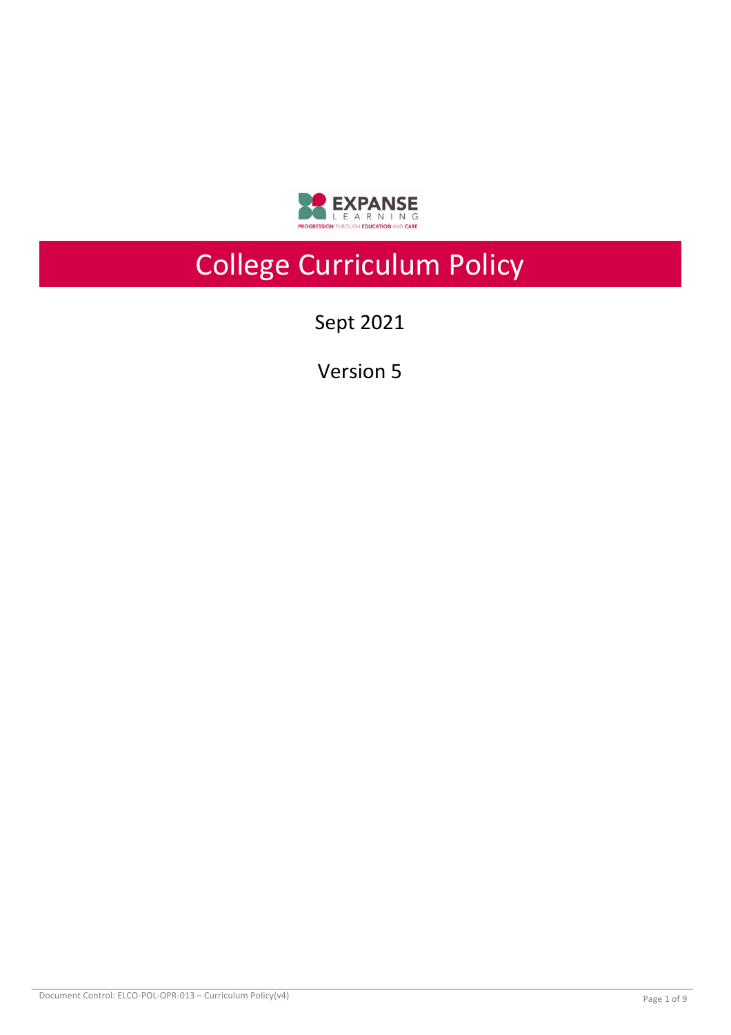# College Curriculum Policy

Sept 2021

Version 5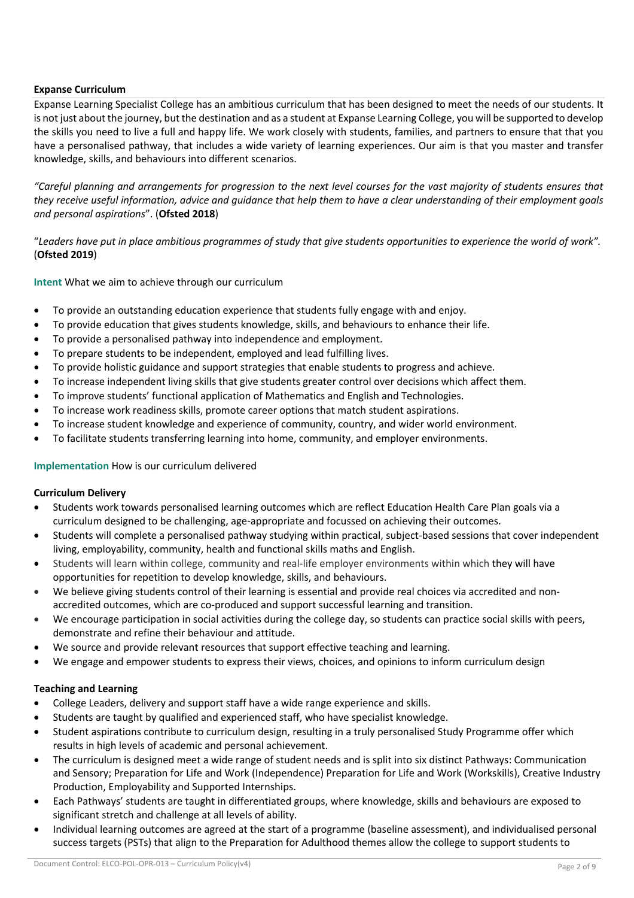**Expanse Curriculum**

Expanse Learning Specialist College has an ambitious curriculum that has been designed to meet the needs of our students. It is not just about the journey, but the destination and as a student at Expanse Learning College, you will be supported to develop the skills you need to live a full and happy life. We work closely with students, families, and partners to ensure that that you have a personalised pathway, that includes a wide variety of learning experiences. Our aim is that you master and transfer knowledge, skills, and behaviours into different scenarios.

*"Careful planning and arrangements for progression to the next level courses for the vast majority of students ensures that they receive useful information, advice and guidance that help them to have a clear understanding of their employment goals and personal aspirations*". (**Ofsted 2018**)

"*Leaders have put in place ambitious programmes of study that give students opportunities to experience the world of work".* (**Ofsted 2019**)

**Intent** What we aim to achieve through our curriculum

- To provide an outstanding education experience that students fully engage with and enjoy.
- To provide education that gives students knowledge, skills, and behaviours to enhance their life.
- To provide a personalised pathway into independence and employment.
- To prepare students to be independent, employed and lead fulfilling lives.
- To provide holistic guidance and support strategies that enable students to progress and achieve.
- To increase independent living skills that give students greater control over decisions which affect them.
- To improve students' functional application of Mathematics and English and Technologies.
- To increase work readiness skills, promote career options that match student aspirations.
- To increase student knowledge and experience of community, country, and wider world environment.
- To facilitate students transferring learning into home, community, and employer environments.

**Implementation** How is our curriculum delivered

**Curriculum Delivery**

- Students work towards personalised learning outcomes which are reflect Education Health Care Plan goals via a curriculum designed to be challenging, age-appropriate and focussed on achieving their outcomes.
- Students will complete a personalised pathway studying within practical, subject-based sessions that cover independent living, employability, community, health and functional skills maths and English.
- Students will learn within college, community and real-life employer environments within which they will have opportunities for repetition to develop knowledge, skills, and behaviours.
- We believe giving students control of their learning is essential and provide real choices via accredited and non-accredited outcomes, which are co-produced and support successful learning and transition.
- We encourage participation in social activities during the college day, so students can practice social skills with peers, demonstrate and refine their behaviour and attitude.
- We source and provide relevant resources that support effective teaching and learning.
- We engage and empower students to express their views, choices, and opinions to inform curriculum design

**Teaching and Learning**

- College Leaders, delivery and support staff have a wide range experience and skills.
- Students are taught by qualified and experienced staff, who have specialist knowledge.
- Student aspirations contribute to curriculum design, resulting in a truly personalised Study Programme offer which results in high levels of academic and personal achievement.
- The curriculum is designed meet a wide range of student needs and is split into six distinct Pathways: Communication and Sensory; Preparation for Life and Work (Independence) Preparation for Life and Work (Workskills), Creative Industry Production, Employability and Supported Internships.
- Each Pathways' students are taught in differentiated groups, where knowledge, skills and behaviours are exposed to significant stretch and challenge at all levels of ability.
- Individual learning outcomes are agreed at the start of a programme (baseline assessment), and individualised personal success targets (PSTs) that align to the Preparation for Adulthood themes allow the college to support students to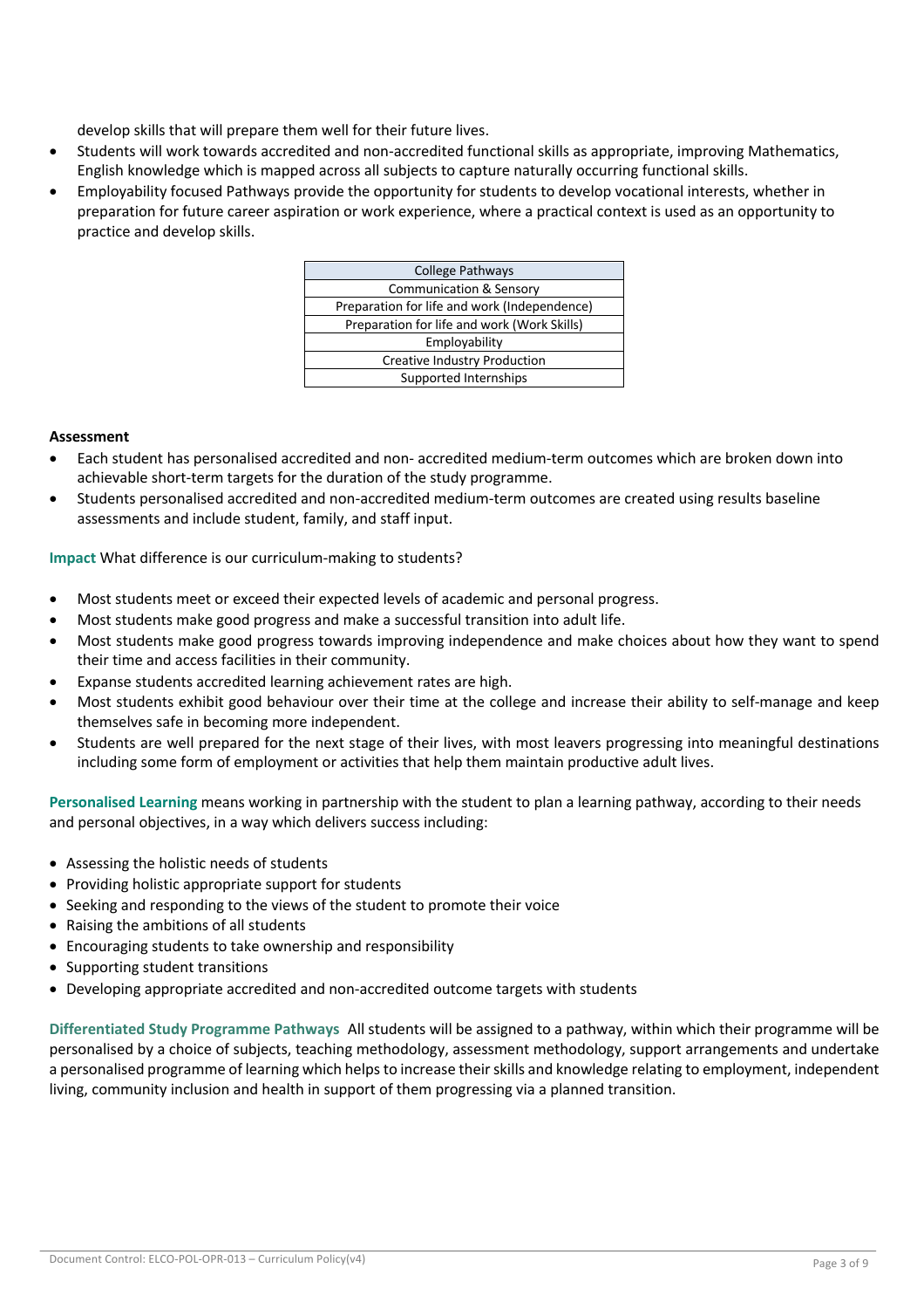develop skills that will prepare them well for their future lives.

- Students will work towards accredited and non-accredited functional skills as appropriate, improving Mathematics, English knowledge which is mapped across all subjects to capture naturally occurring functional skills.
- Employability focused Pathways provide the opportunity for students to develop vocational interests, whether in preparation for future career aspiration or work experience, where a practical context is used as an opportunity to practice and develop skills.

| College Pathways |
|---|
| Communication & Sensory |
| Preparation for life and work (Independence) |
| Preparation for life and work (Work Skills) |
| Employability |
| Creative Industry Production |
| Supported Internships |

**Assessment**

- Each student has personalised accredited and non- accredited medium-term outcomes which are broken down into achievable short-term targets for the duration of the study programme.
- Students personalised accredited and non-accredited medium-term outcomes are created using results baseline assessments and include student, family, and staff input.

**Impact** What difference is our curriculum-making to students?

- Most students meet or exceed their expected levels of academic and personal progress.
- Most students make good progress and make a successful transition into adult life.
- Most students make good progress towards improving independence and make choices about how they want to spend their time and access facilities in their community.
- Expanse students accredited learning achievement rates are high.
- Most students exhibit good behaviour over their time at the college and increase their ability to self-manage and keep themselves safe in becoming more independent.
- Students are well prepared for the next stage of their lives, with most leavers progressing into meaningful destinations including some form of employment or activities that help them maintain productive adult lives.

**Personalised Learning** means working in partnership with the student to plan a learning pathway, according to their needs and personal objectives, in a way which delivers success including:

- Assessing the holistic needs of students
- Providing holistic appropriate support for students
- Seeking and responding to the views of the student to promote their voice
- Raising the ambitions of all students
- Encouraging students to take ownership and responsibility
- Supporting student transitions
- Developing appropriate accredited and non-accredited outcome targets with students

**Differentiated Study Programme Pathways** All students will be assigned to a pathway, within which their programme will be personalised by a choice of subjects, teaching methodology, assessment methodology, support arrangements and undertake a personalised programme of learning which helps to increase their skills and knowledge relating to employment, independent living, community inclusion and health in support of them progressing via a planned transition.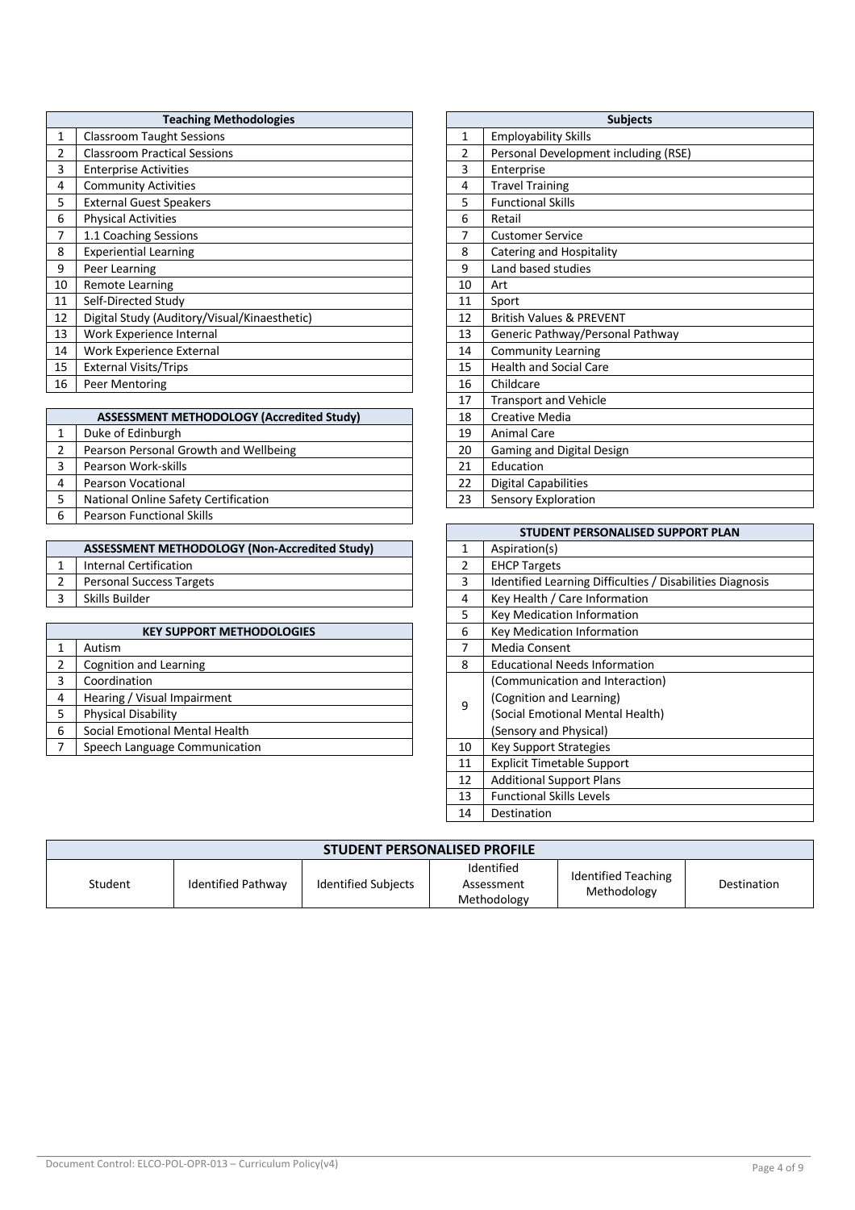| | Teaching Methodologies |
|---|---|
| 1 | Classroom Taught Sessions |
| 2 | Classroom Practical Sessions |
| 3 | Enterprise Activities |
| 4 | Community Activities |
| 5 | External Guest Speakers |
| 6 | Physical Activities |
| 7 | 1.1 Coaching Sessions |
| 8 | Experiential Learning |
| 9 | Peer Learning |
| 10 | Remote Learning |
| 11 | Self-Directed Study |
| 12 | Digital Study (Auditory/Visual/Kinaesthetic) |
| 13 | Work Experience Internal |
| 14 | Work Experience External |
| 15 | External Visits/Trips |
| 16 | Peer Mentoring |

| | ASSESSMENT METHODOLOGY (Accredited Study) |
|---|---|
| 1 | Duke of Edinburgh |
| 2 | Pearson Personal Growth and Wellbeing |
| 3 | Pearson Work-skills |
| 4 | Pearson Vocational |
| 5 | National Online Safety Certification |
| 6 | Pearson Functional Skills |

| | ASSESSMENT METHODOLOGY (Non-Accredited Study) |
|---|---|
| 1 | Internal Certification |
| 2 | Personal Success Targets |
| 3 | Skills Builder |

| | KEY SUPPORT METHODOLOGIES |
|---|---|
| 1 | Autism |
| 2 | Cognition and Learning |
| 3 | Coordination |
| 4 | Hearing / Visual Impairment |
| 5 | Physical Disability |
| 6 | Social Emotional Mental Health |
| 7 | Speech Language Communication |

| | Subjects |
|---|---|
| 1 | Employability Skills |
| 2 | Personal Development including (RSE) |
| 3 | Enterprise |
| 4 | Travel Training |
| 5 | Functional Skills |
| 6 | Retail |
| 7 | Customer Service |
| 8 | Catering and Hospitality |
| 9 | Land based studies |
| 10 | Art |
| 11 | Sport |
| 12 | British Values & PREVENT |
| 13 | Generic Pathway/Personal Pathway |
| 14 | Community Learning |
| 15 | Health and Social Care |
| 16 | Childcare |
| 17 | Transport and Vehicle |
| 18 | Creative Media |
| 19 | Animal Care |
| 20 | Gaming and Digital Design |
| 21 | Education |
| 22 | Digital Capabilities |
| 23 | Sensory Exploration |

| | STUDENT PERSONALISED SUPPORT PLAN |
|---|---|
| 1 | Aspiration(s) |
| 2 | EHCP Targets |
| 3 | Identified Learning Difficulties / Disabilities Diagnosis |
| 4 | Key Health / Care Information |
| 5 | Key Medication Information |
| 6 | Key Medication Information |
| 7 | Media Consent |
| 8 | Educational Needs Information |
| 9 | (Communication and Interaction)<br>(Cognition and Learning)<br>(Social Emotional Mental Health)<br>(Sensory and Physical) |
| 10 | Key Support Strategies |
| 11 | Explicit Timetable Support |
| 12 | Additional Support Plans |
| 13 | Functional Skills Levels |
| 14 | Destination |

| STUDENT PERSONALISED PROFILE | | | | | |
|---|---|---|---|---|---|
| Student | Identified Pathway | Identified Subjects | Identified Assessment Methodology | Identified Teaching Methodology | Destination |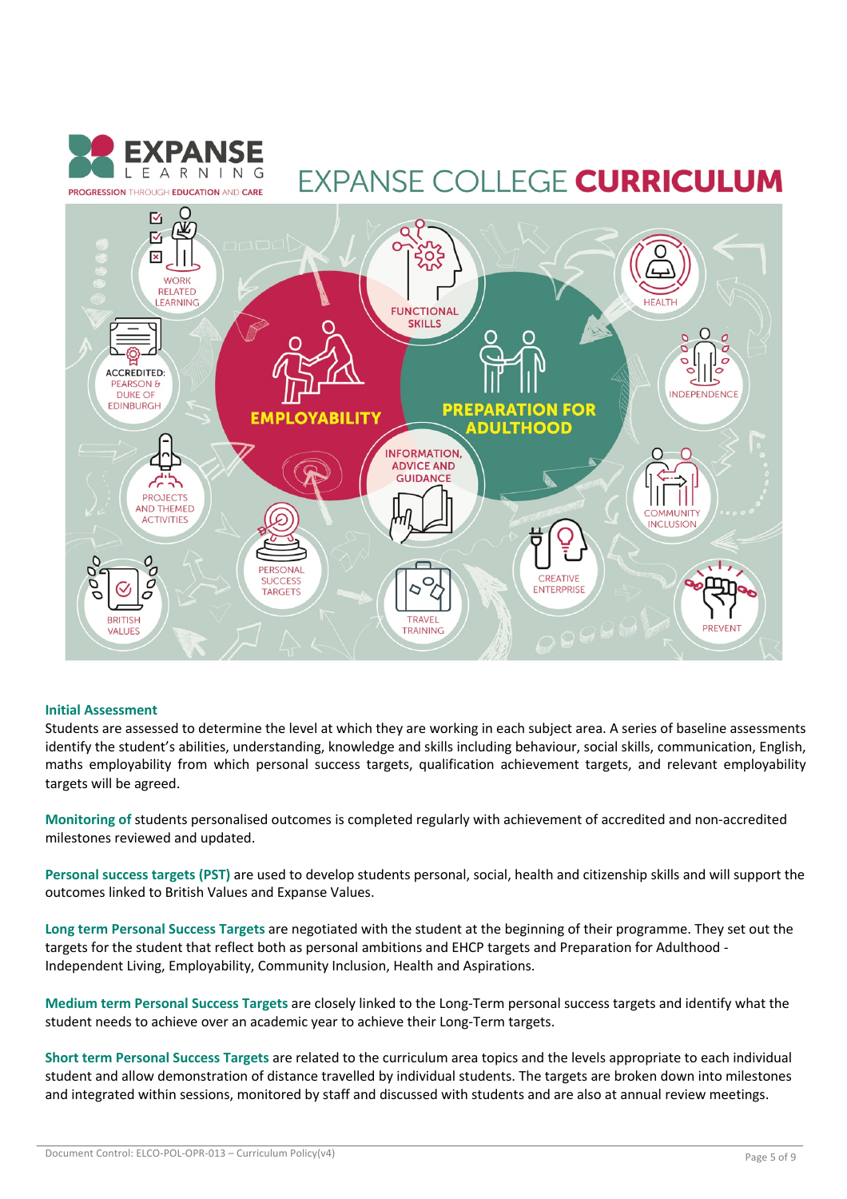# EXPANSE COLLEGE **CURRICULUM**

EMPLOYABILITY

PREPARATION FOR ADULTHOOD

WORK RELATED LEARNING

FUNCTIONAL SKILLS

HEALTH

INDEPENDENCE

ACCREDITED: PEARSON & DUKE OF EDINBURGH

INFORMATION, ADVICE AND GUIDANCE

PROJECTS AND THEMED ACTIVITIES

COMMUNITY INCLUSION

PERSONAL SUCCESS TARGETS

CREATIVE ENTERPRISE

BRITISH VALUES

TRAVEL TRAINING

PREVENT

**Initial Assessment**

Students are assessed to determine the level at which they are working in each subject area. A series of baseline assessments identify the student's abilities, understanding, knowledge and skills including behaviour, social skills, communication, English, maths employability from which personal success targets, qualification achievement targets, and relevant employability targets will be agreed.

**Monitoring of** students personalised outcomes is completed regularly with achievement of accredited and non-accredited milestones reviewed and updated.

**Personal success targets (PST)** are used to develop students personal, social, health and citizenship skills and will support the outcomes linked to British Values and Expanse Values.

**Long term Personal Success Targets** are negotiated with the student at the beginning of their programme. They set out the targets for the student that reflect both as personal ambitions and EHCP targets and Preparation for Adulthood - Independent Living, Employability, Community Inclusion, Health and Aspirations.

**Medium term Personal Success Targets** are closely linked to the Long-Term personal success targets and identify what the student needs to achieve over an academic year to achieve their Long-Term targets.

**Short term Personal Success Targets** are related to the curriculum area topics and the levels appropriate to each individual student and allow demonstration of distance travelled by individual students. The targets are broken down into milestones and integrated within sessions, monitored by staff and discussed with students and are also at annual review meetings.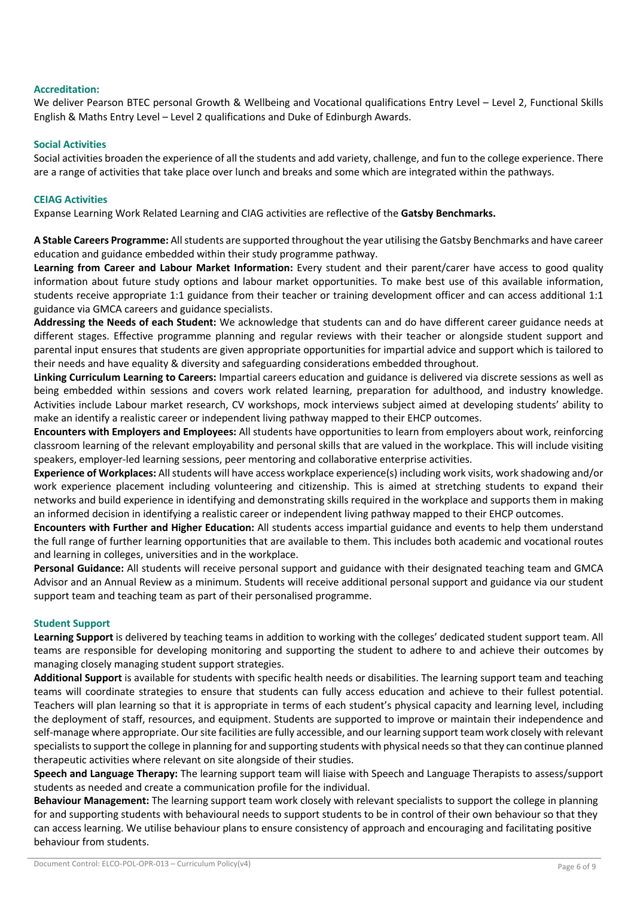### Accreditation:

We deliver Pearson BTEC personal Growth & Wellbeing and Vocational qualifications Entry Level – Level 2, Functional Skills English & Maths Entry Level – Level 2 qualifications and Duke of Edinburgh Awards.

### Social Activities

Social activities broaden the experience of all the students and add variety, challenge, and fun to the college experience. There are a range of activities that take place over lunch and breaks and some which are integrated within the pathways.

### CEIAG Activities

Expanse Learning Work Related Learning and CIAG activities are reflective of the **Gatsby Benchmarks.**

**A Stable Careers Programme:** All students are supported throughout the year utilising the Gatsby Benchmarks and have career education and guidance embedded within their study programme pathway.
**Learning from Career and Labour Market Information:** Every student and their parent/carer have access to good quality information about future study options and labour market opportunities. To make best use of this available information, students receive appropriate 1:1 guidance from their teacher or training development officer and can access additional 1:1 guidance via GMCA careers and guidance specialists.
**Addressing the Needs of each Student:** We acknowledge that students can and do have different career guidance needs at different stages. Effective programme planning and regular reviews with their teacher or alongside student support and parental input ensures that students are given appropriate opportunities for impartial advice and support which is tailored to their needs and have equality & diversity and safeguarding considerations embedded throughout.
**Linking Curriculum Learning to Careers:** Impartial careers education and guidance is delivered via discrete sessions as well as being embedded within sessions and covers work related learning, preparation for adulthood, and industry knowledge. Activities include Labour market research, CV workshops, mock interviews subject aimed at developing students' ability to make an identify a realistic career or independent living pathway mapped to their EHCP outcomes.
**Encounters with Employers and Employees:** All students have opportunities to learn from employers about work, reinforcing classroom learning of the relevant employability and personal skills that are valued in the workplace. This will include visiting speakers, employer-led learning sessions, peer mentoring and collaborative enterprise activities.
**Experience of Workplaces:** All students will have access workplace experience(s) including work visits, work shadowing and/or work experience placement including volunteering and citizenship. This is aimed at stretching students to expand their networks and build experience in identifying and demonstrating skills required in the workplace and supports them in making an informed decision in identifying a realistic career or independent living pathway mapped to their EHCP outcomes.
**Encounters with Further and Higher Education:** All students access impartial guidance and events to help them understand the full range of further learning opportunities that are available to them. This includes both academic and vocational routes and learning in colleges, universities and in the workplace.
**Personal Guidance:** All students will receive personal support and guidance with their designated teaching team and GMCA Advisor and an Annual Review as a minimum. Students will receive additional personal support and guidance via our student support team and teaching team as part of their personalised programme.

### Student Support

**Learning Support** is delivered by teaching teams in addition to working with the colleges' dedicated student support team. All teams are responsible for developing monitoring and supporting the student to adhere to and achieve their outcomes by managing closely managing student support strategies.
**Additional Support** is available for students with specific health needs or disabilities. The learning support team and teaching teams will coordinate strategies to ensure that students can fully access education and achieve to their fullest potential. Teachers will plan learning so that it is appropriate in terms of each student's physical capacity and learning level, including the deployment of staff, resources, and equipment. Students are supported to improve or maintain their independence and self-manage where appropriate. Our site facilities are fully accessible, and our learning support team work closely with relevant specialists to support the college in planning for and supporting students with physical needs so that they can continue planned therapeutic activities where relevant on site alongside of their studies.
**Speech and Language Therapy:** The learning support team will liaise with Speech and Language Therapists to assess/support students as needed and create a communication profile for the individual.
**Behaviour Management:** The learning support team work closely with relevant specialists to support the college in planning for and supporting students with behavioural needs to support students to be in control of their own behaviour so that they can access learning. We utilise behaviour plans to ensure consistency of approach and encouraging and facilitating positive behaviour from students.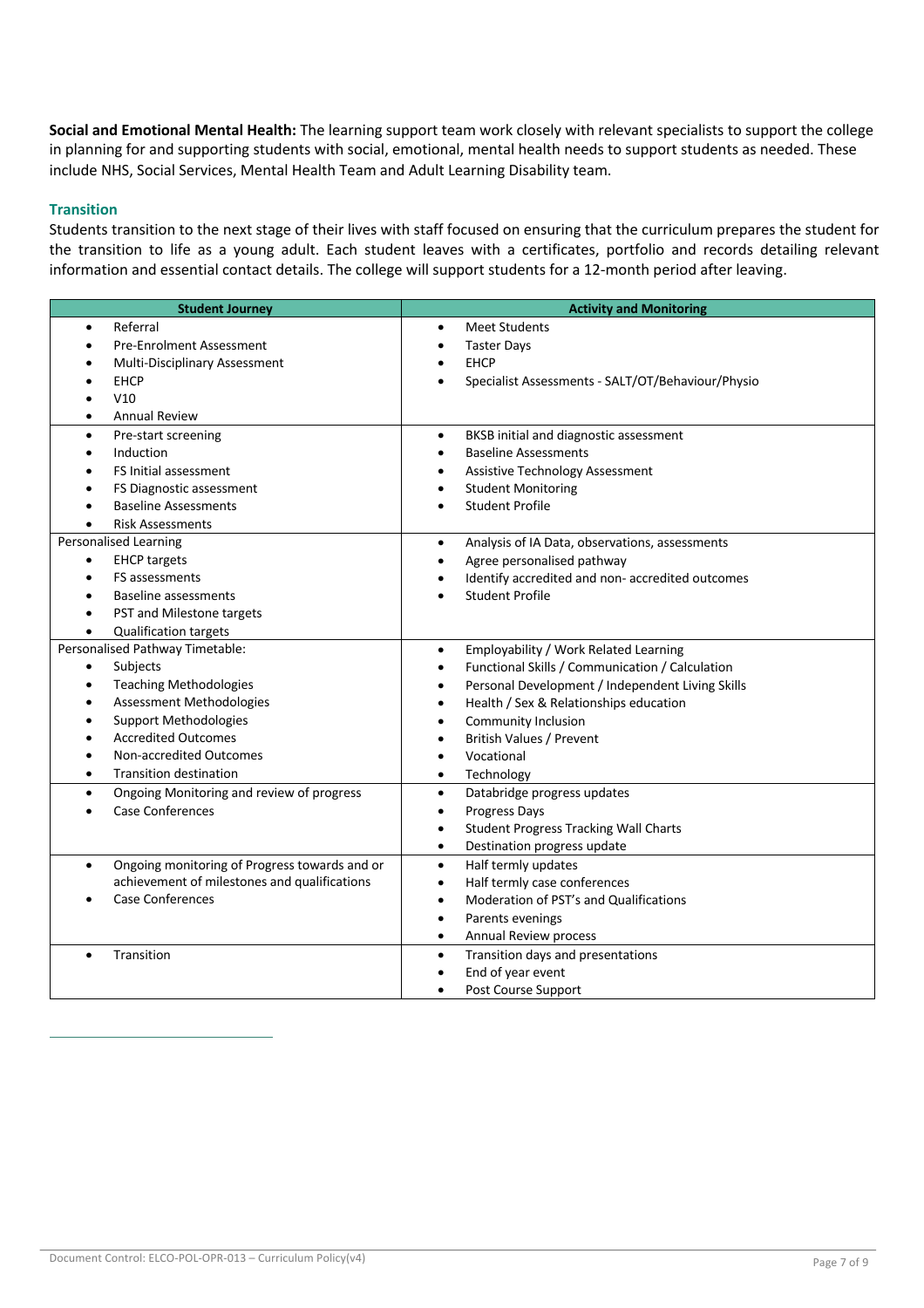**Social and Emotional Mental Health:** The learning support team work closely with relevant specialists to support the college in planning for and supporting students with social, emotional, mental health needs to support students as needed. These include NHS, Social Services, Mental Health Team and Adult Learning Disability team.

## Transition

Students transition to the next stage of their lives with staff focused on ensuring that the curriculum prepares the student for the transition to life as a young adult. Each student leaves with a certificates, portfolio and records detailing relevant information and essential contact details. The college will support students for a 12-month period after leaving.

| Student Journey | Activity and Monitoring |
|---|---|
| • Referral<br>• Pre-Enrolment Assessment<br>• Multi-Disciplinary Assessment<br>• EHCP<br>• V10<br>• Annual Review | • Meet Students<br>• Taster Days<br>• EHCP<br>• Specialist Assessments - SALT/OT/Behaviour/Physio |
| • Pre-start screening<br>• Induction<br>• FS Initial assessment<br>• FS Diagnostic assessment<br>• Baseline Assessments<br>• Risk Assessments | • BKSB initial and diagnostic assessment<br>• Baseline Assessments<br>• Assistive Technology Assessment<br>• Student Monitoring<br>• Student Profile |
| Personalised Learning<br>• EHCP targets<br>• FS assessments<br>• Baseline assessments<br>• PST and Milestone targets<br>• Qualification targets | • Analysis of IA Data, observations, assessments<br>• Agree personalised pathway<br>• Identify accredited and non- accredited outcomes<br>• Student Profile |
| Personalised Pathway Timetable:<br>• Subjects<br>• Teaching Methodologies<br>• Assessment Methodologies<br>• Support Methodologies<br>• Accredited Outcomes<br>• Non-accredited Outcomes<br>• Transition destination | • Employability / Work Related Learning<br>• Functional Skills / Communication / Calculation<br>• Personal Development / Independent Living Skills<br>• Health / Sex & Relationships education<br>• Community Inclusion<br>• British Values / Prevent<br>• Vocational<br>• Technology |
| • Ongoing Monitoring and review of progress<br>• Case Conferences | • Databridge progress updates<br>• Progress Days<br>• Student Progress Tracking Wall Charts<br>• Destination progress update |
| • Ongoing monitoring of Progress towards and or achievement of milestones and qualifications<br>• Case Conferences | • Half termly updates<br>• Half termly case conferences<br>• Moderation of PST's and Qualifications<br>• Parents evenings<br>• Annual Review process |
| • Transition | • Transition days and presentations<br>• End of year event<br>• Post Course Support |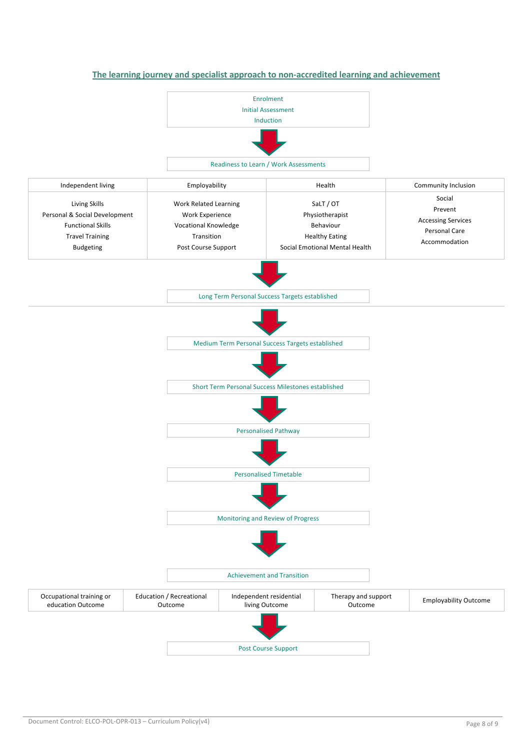## The learning journey and specialist approach to non-accredited learning and achievement

Enrolment
Initial Assessment
Induction

↓

Readiness to Learn / Work Assessments

| Independent living | Employability | Health | Community Inclusion |
|---|---|---|---|
| Living Skills<br>Personal & Social Development<br>Functional Skills<br>Travel Training<br>Budgeting | Work Related Learning<br>Work Experience<br>Vocational Knowledge<br>Transition<br>Post Course Support | SaLT / OT<br>Physiotherapist<br>Behaviour<br>Healthy Eating<br>Social Emotional Mental Health | Social<br>Prevent<br>Accessing Services<br>Personal Care<br>Accommodation |

↓

Long Term Personal Success Targets established

↓

Medium Term Personal Success Targets established

↓

Short Term Personal Success Milestones established

↓

Personalised Pathway

↓

Personalised Timetable

↓

Monitoring and Review of Progress

↓

Achievement and Transition

| Occupational training or education Outcome | Education / Recreational Outcome | Independent residential living Outcome | Therapy and support Outcome | Employability Outcome |
|---|---|---|---|---|

↓

Post Course Support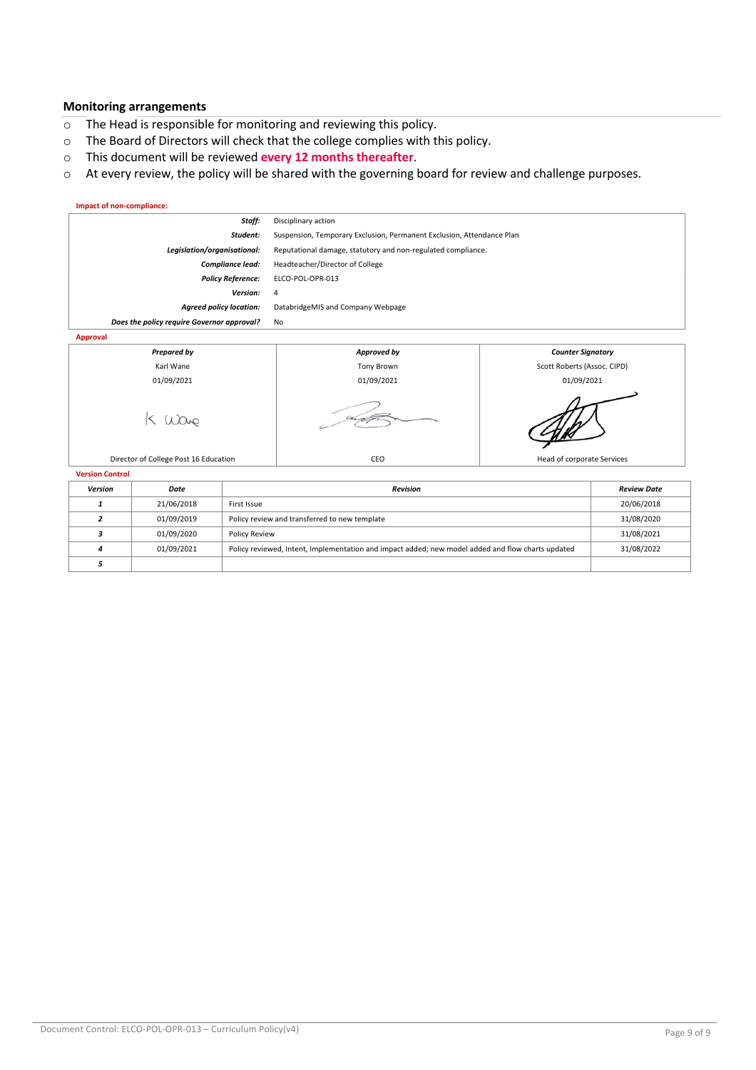**Monitoring arrangements**

- The Head is responsible for monitoring and reviewing this policy.
- The Board of Directors will check that the college complies with this policy.
- This document will be reviewed **every 12 months thereafter**.
- At every review, the policy will be shared with the governing board for review and challenge purposes.

**Impact of non-compliance:**

| | |
|---|---|
| ***Staff:*** | Disciplinary action |
| ***Student:*** | Suspension, Temporary Exclusion, Permanent Exclusion, Attendance Plan |
| ***Legislation/organisational:*** | Reputational damage, statutory and non-regulated compliance. |
| ***Compliance lead:*** | Headteacher/Director of College |
| ***Policy Reference:*** | ELCO-POL-OPR-013 |
| ***Version:*** | 4 |
| ***Agreed policy location:*** | DatabridgeMIS and Company Webpage |
| ***Does the policy require Governor approval?*** | No |

**Approval**

| ***Prepared by*** | ***Approved by*** | ***Counter Signatory*** |
|---|---|---|
| Karl Wane | Tony Brown | Scott Roberts (Assoc. CIPD) |
| 01/09/2021 | 01/09/2021 | 01/09/2021 |
| K Wane | | |
| Director of College Post 16 Education | CEO | Head of corporate Services |

**Version Control**

| *Version* | *Date* | *Revision* | *Review Date* |
|---|---|---|---|
| *1* | 21/06/2018 | First Issue | 20/06/2018 |
| *2* | 01/09/2019 | Policy review and transferred to new template | 31/08/2020 |
| *3* | 01/09/2020 | Policy Review | 31/08/2021 |
| *4* | 01/09/2021 | Policy reviewed, Intent, Implementation and impact added; new model added and flow charts updated | 31/08/2022 |
| *5* | | | |